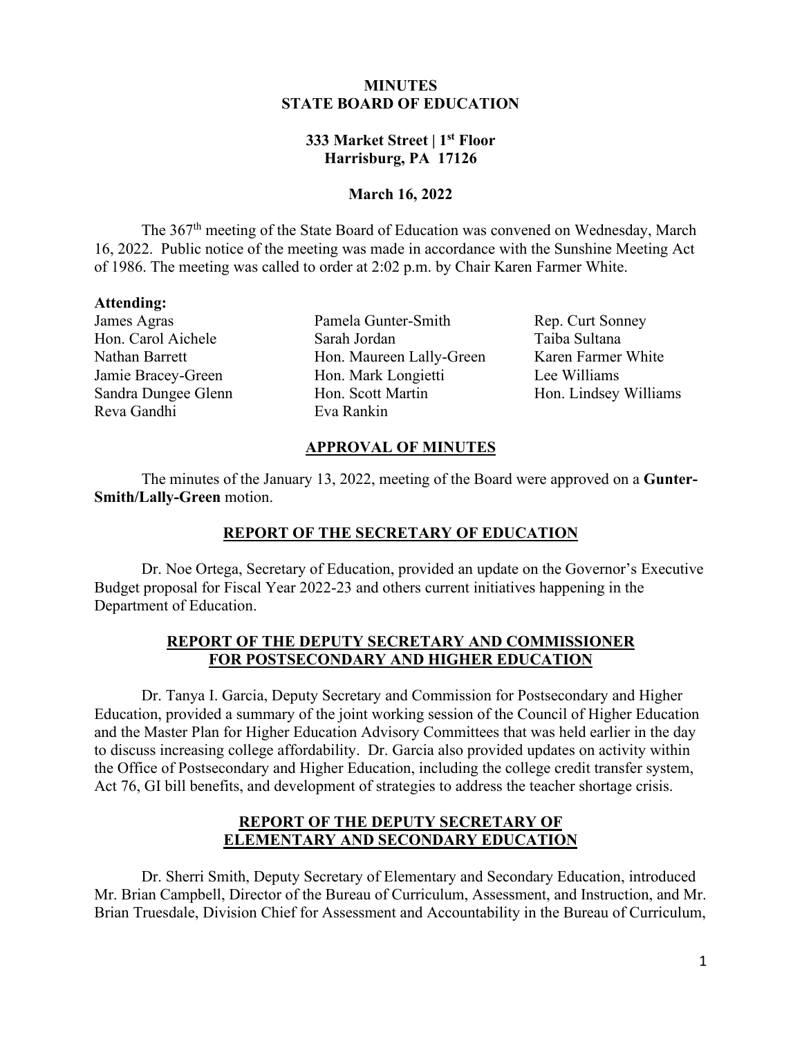# MINUTES
# STATE BOARD OF EDUCATION

**333 Market Street | 1st Floor**
**Harrisburg, PA 17126**

**March 16, 2022**

The 367th meeting of the State Board of Education was convened on Wednesday, March 16, 2022. Public notice of the meeting was made in accordance with the Sunshine Meeting Act of 1986. The meeting was called to order at 2:02 p.m. by Chair Karen Farmer White.

**Attending:**

James Agras
Hon. Carol Aichele
Nathan Barrett
Jamie Bracey-Green
Sandra Dungee Glenn
Reva Gandhi
Pamela Gunter-Smith
Sarah Jordan
Hon. Maureen Lally-Green
Hon. Mark Longietti
Hon. Scott Martin
Eva Rankin
Rep. Curt Sonney
Taiba Sultana
Karen Farmer White
Lee Williams
Hon. Lindsey Williams

## APPROVAL OF MINUTES

The minutes of the January 13, 2022, meeting of the Board were approved on a **Gunter-Smith/Lally-Green** motion.

## REPORT OF THE SECRETARY OF EDUCATION

Dr. Noe Ortega, Secretary of Education, provided an update on the Governor's Executive Budget proposal for Fiscal Year 2022-23 and others current initiatives happening in the Department of Education.

## REPORT OF THE DEPUTY SECRETARY AND COMMISSIONER FOR POSTSECONDARY AND HIGHER EDUCATION

Dr. Tanya I. Garcia, Deputy Secretary and Commission for Postsecondary and Higher Education, provided a summary of the joint working session of the Council of Higher Education and the Master Plan for Higher Education Advisory Committees that was held earlier in the day to discuss increasing college affordability. Dr. Garcia also provided updates on activity within the Office of Postsecondary and Higher Education, including the college credit transfer system, Act 76, GI bill benefits, and development of strategies to address the teacher shortage crisis.

## REPORT OF THE DEPUTY SECRETARY OF ELEMENTARY AND SECONDARY EDUCATION

Dr. Sherri Smith, Deputy Secretary of Elementary and Secondary Education, introduced Mr. Brian Campbell, Director of the Bureau of Curriculum, Assessment, and Instruction, and Mr. Brian Truesdale, Division Chief for Assessment and Accountability in the Bureau of Curriculum,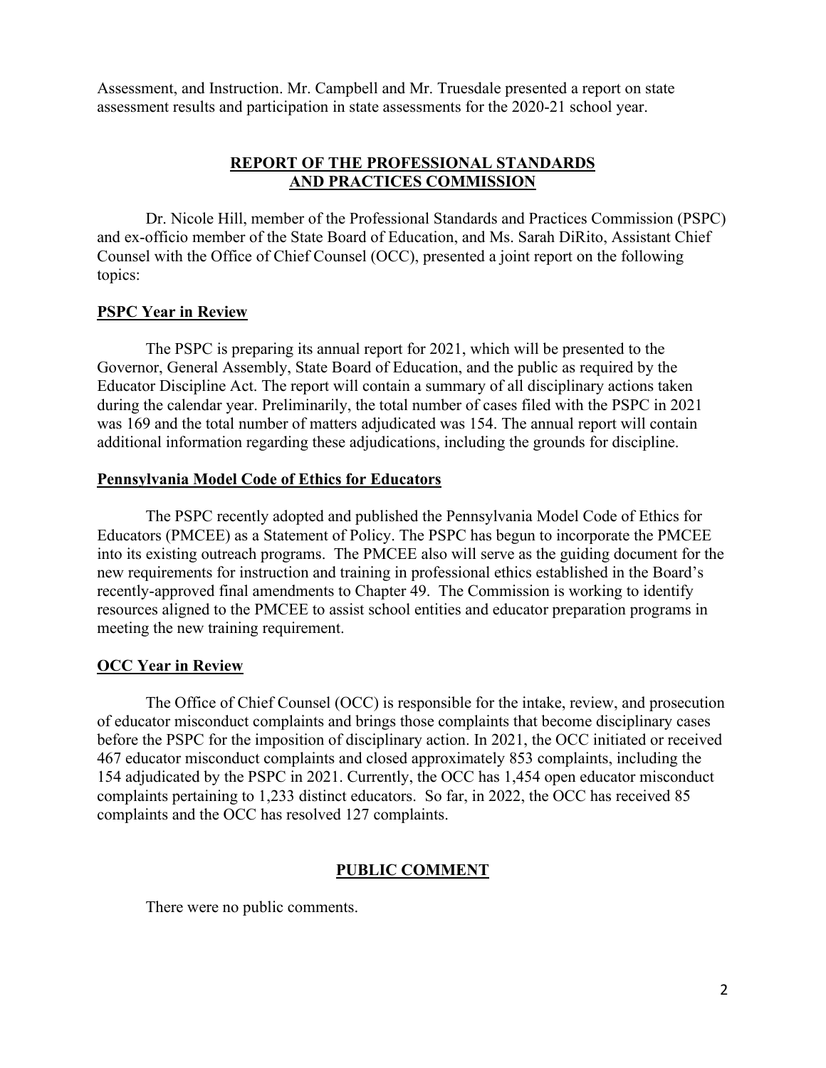Assessment, and Instruction. Mr. Campbell and Mr. Truesdale presented a report on state assessment results and participation in state assessments for the 2020-21 school year.

## REPORT OF THE PROFESSIONAL STANDARDS AND PRACTICES COMMISSION

Dr. Nicole Hill, member of the Professional Standards and Practices Commission (PSPC) and ex-officio member of the State Board of Education, and Ms. Sarah DiRito, Assistant Chief Counsel with the Office of Chief Counsel (OCC), presented a joint report on the following topics:

### PSPC Year in Review

The PSPC is preparing its annual report for 2021, which will be presented to the Governor, General Assembly, State Board of Education, and the public as required by the Educator Discipline Act. The report will contain a summary of all disciplinary actions taken during the calendar year. Preliminarily, the total number of cases filed with the PSPC in 2021 was 169 and the total number of matters adjudicated was 154. The annual report will contain additional information regarding these adjudications, including the grounds for discipline.

### Pennsylvania Model Code of Ethics for Educators

The PSPC recently adopted and published the Pennsylvania Model Code of Ethics for Educators (PMCEE) as a Statement of Policy. The PSPC has begun to incorporate the PMCEE into its existing outreach programs. The PMCEE also will serve as the guiding document for the new requirements for instruction and training in professional ethics established in the Board's recently-approved final amendments to Chapter 49. The Commission is working to identify resources aligned to the PMCEE to assist school entities and educator preparation programs in meeting the new training requirement.

### OCC Year in Review

The Office of Chief Counsel (OCC) is responsible for the intake, review, and prosecution of educator misconduct complaints and brings those complaints that become disciplinary cases before the PSPC for the imposition of disciplinary action. In 2021, the OCC initiated or received 467 educator misconduct complaints and closed approximately 853 complaints, including the 154 adjudicated by the PSPC in 2021. Currently, the OCC has 1,454 open educator misconduct complaints pertaining to 1,233 distinct educators. So far, in 2022, the OCC has received 85 complaints and the OCC has resolved 127 complaints.

## PUBLIC COMMENT

There were no public comments.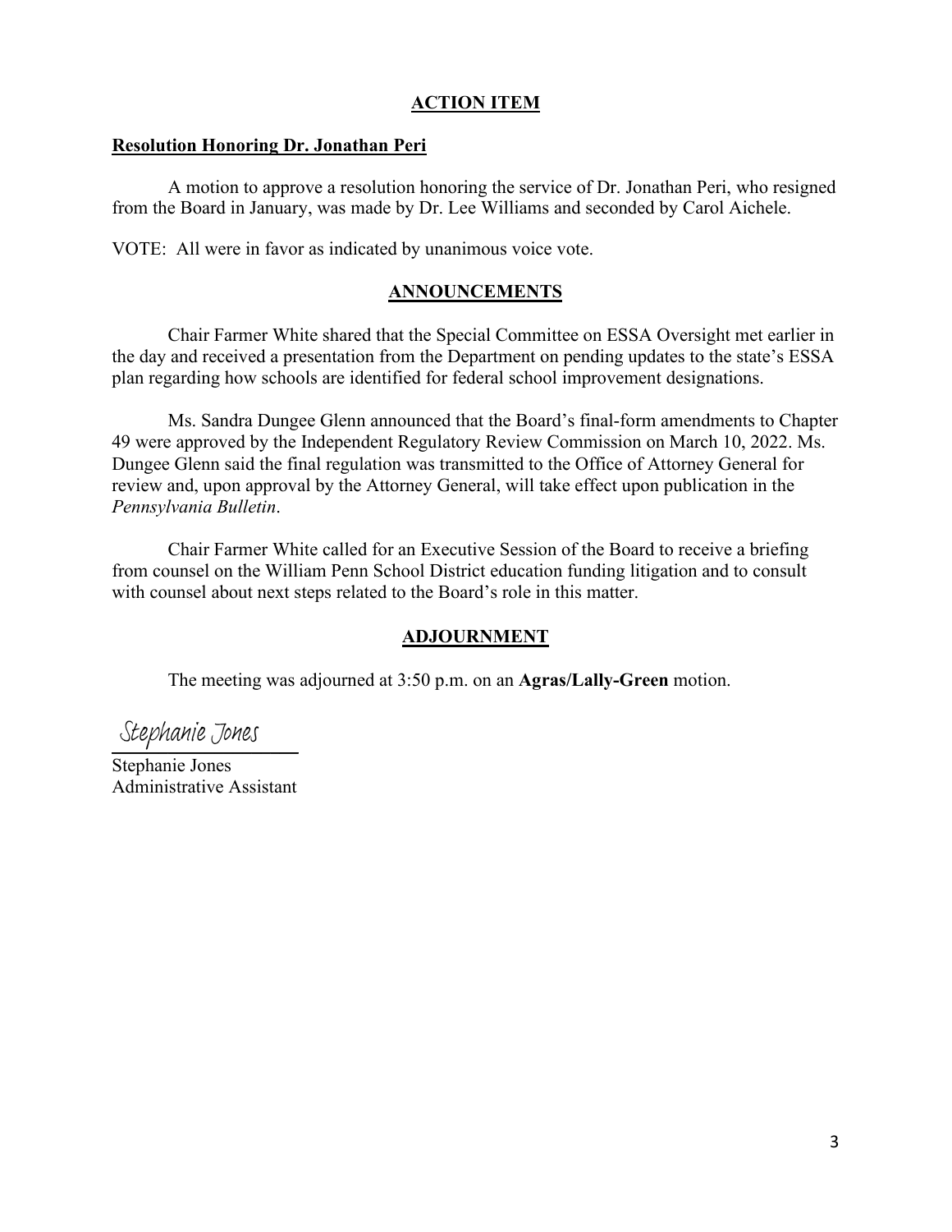## ACTION ITEM

**Resolution Honoring Dr. Jonathan Peri**

A motion to approve a resolution honoring the service of Dr. Jonathan Peri, who resigned from the Board in January, was made by Dr. Lee Williams and seconded by Carol Aichele.

VOTE: All were in favor as indicated by unanimous voice vote.

## ANNOUNCEMENTS

Chair Farmer White shared that the Special Committee on ESSA Oversight met earlier in the day and received a presentation from the Department on pending updates to the state's ESSA plan regarding how schools are identified for federal school improvement designations.

Ms. Sandra Dungee Glenn announced that the Board's final-form amendments to Chapter 49 were approved by the Independent Regulatory Review Commission on March 10, 2022. Ms. Dungee Glenn said the final regulation was transmitted to the Office of Attorney General for review and, upon approval by the Attorney General, will take effect upon publication in the *Pennsylvania Bulletin*.

Chair Farmer White called for an Executive Session of the Board to receive a briefing from counsel on the William Penn School District education funding litigation and to consult with counsel about next steps related to the Board's role in this matter.

## ADJOURNMENT

The meeting was adjourned at 3:50 p.m. on an **Agras/Lally-Green** motion.

Stephanie Jones

Stephanie Jones
Administrative Assistant